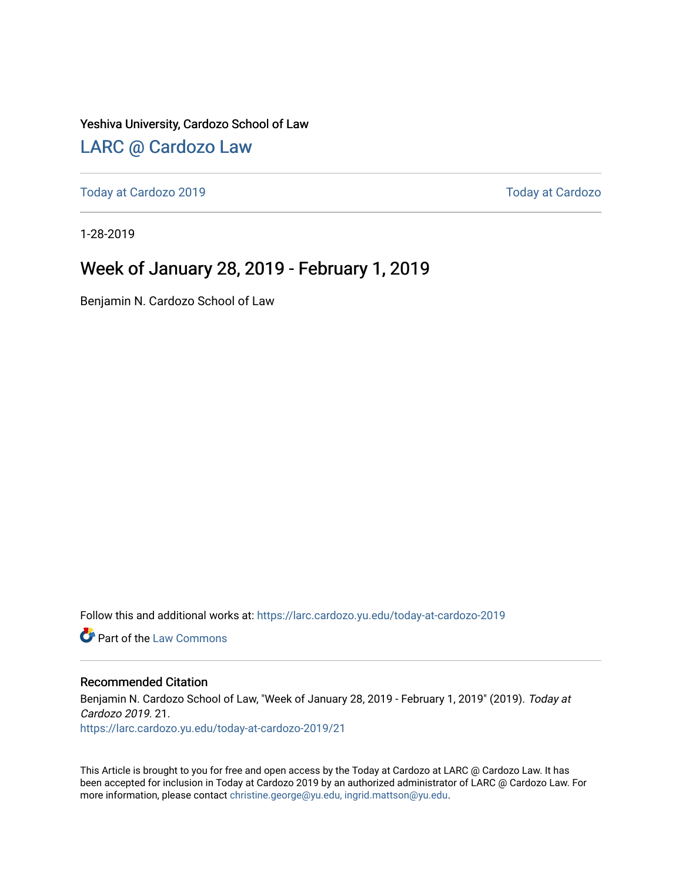Yeshiva University, Cardozo School of Law

# LARC @ Cardozo Law

Today at Cardozo 2019 | Today at Cardozo

1-28-2019

## Week of January 28, 2019 - February 1, 2019

Benjamin N. Cardozo School of Law

Follow this and additional works at: https://larc.cardozo.yu.edu/today-at-cardozo-2019

Part of the Law Commons

### Recommended Citation

Benjamin N. Cardozo School of Law, "Week of January 28, 2019 - February 1, 2019" (2019). *Today at Cardozo 2019*. 21.
https://larc.cardozo.yu.edu/today-at-cardozo-2019/21

This Article is brought to you for free and open access by the Today at Cardozo at LARC @ Cardozo Law. It has been accepted for inclusion in Today at Cardozo 2019 by an authorized administrator of LARC @ Cardozo Law. For more information, please contact christine.george@yu.edu, ingrid.mattson@yu.edu.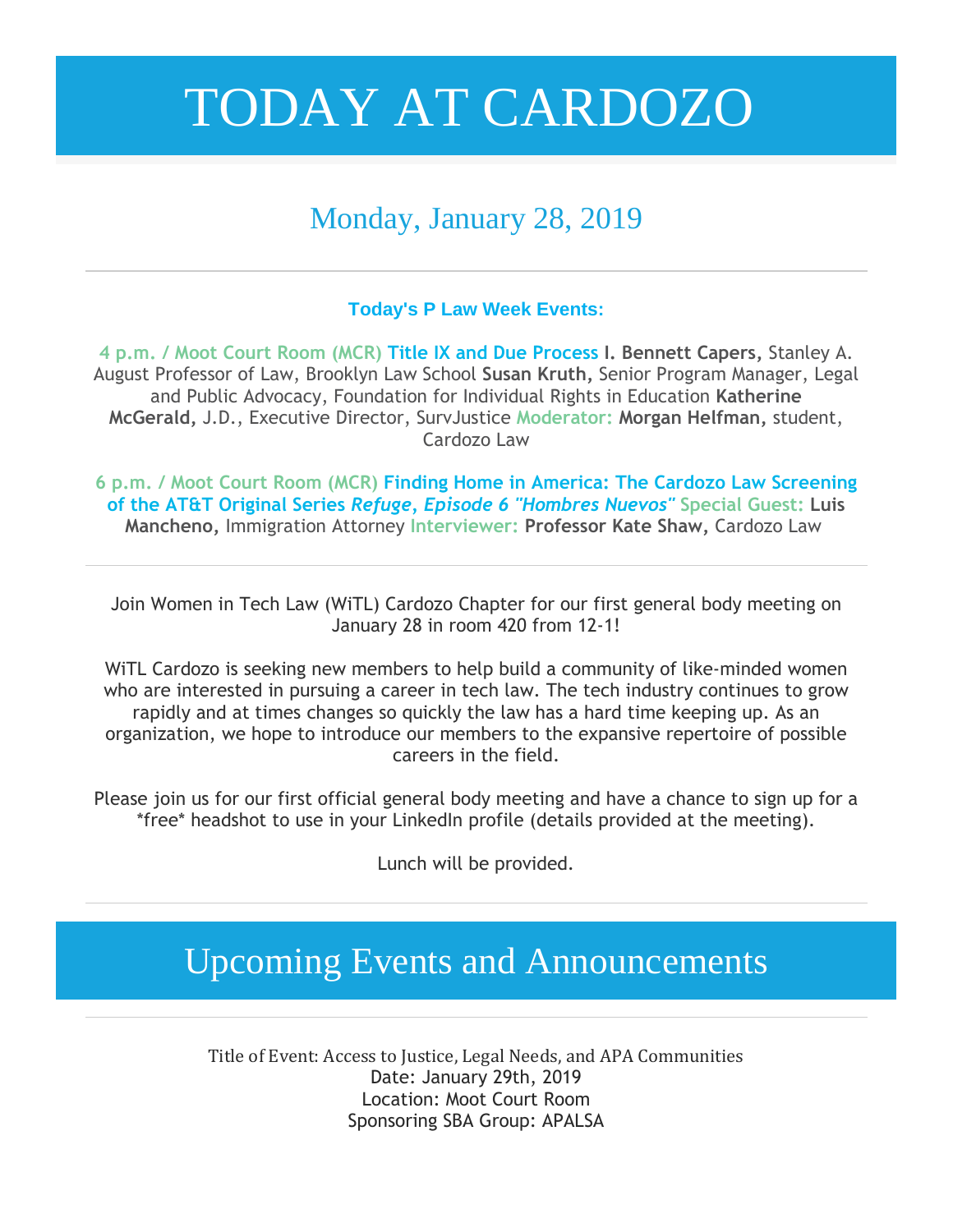# TODAY AT CARDOZO

## Monday, January 28, 2019

---

### Today's P Law Week Events:

**4 p.m. / Moot Court Room (MCR) Title IX and Due Process** **I. Bennett Capers,** Stanley A. August Professor of Law, Brooklyn Law School **Susan Kruth,** Senior Program Manager, Legal and Public Advocacy, Foundation for Individual Rights in Education **Katherine McGerald,** J.D., Executive Director, SurvJustice **Moderator:** **Morgan Helfman,** student, Cardozo Law

**6 p.m. / Moot Court Room (MCR) Finding Home in America: The Cardozo Law Screening of the AT&T Original Series *Refuge, Episode 6 "Hombres Nuevos"*** **Special Guest:** **Luis Mancheno,** Immigration Attorney **Interviewer:** **Professor Kate Shaw,** Cardozo Law

---

Join Women in Tech Law (WiTL) Cardozo Chapter for our first general body meeting on January 28 in room 420 from 12-1!

WiTL Cardozo is seeking new members to help build a community of like-minded women who are interested in pursuing a career in tech law. The tech industry continues to grow rapidly and at times changes so quickly the law has a hard time keeping up. As an organization, we hope to introduce our members to the expansive repertoire of possible careers in the field.

Please join us for our first official general body meeting and have a chance to sign up for a *free* headshot to use in your LinkedIn profile (details provided at the meeting).

Lunch will be provided.

---

## Upcoming Events and Announcements

---

Title of Event: Access to Justice, Legal Needs, and APA Communities
Date: January 29th, 2019
Location: Moot Court Room
Sponsoring SBA Group: APALSA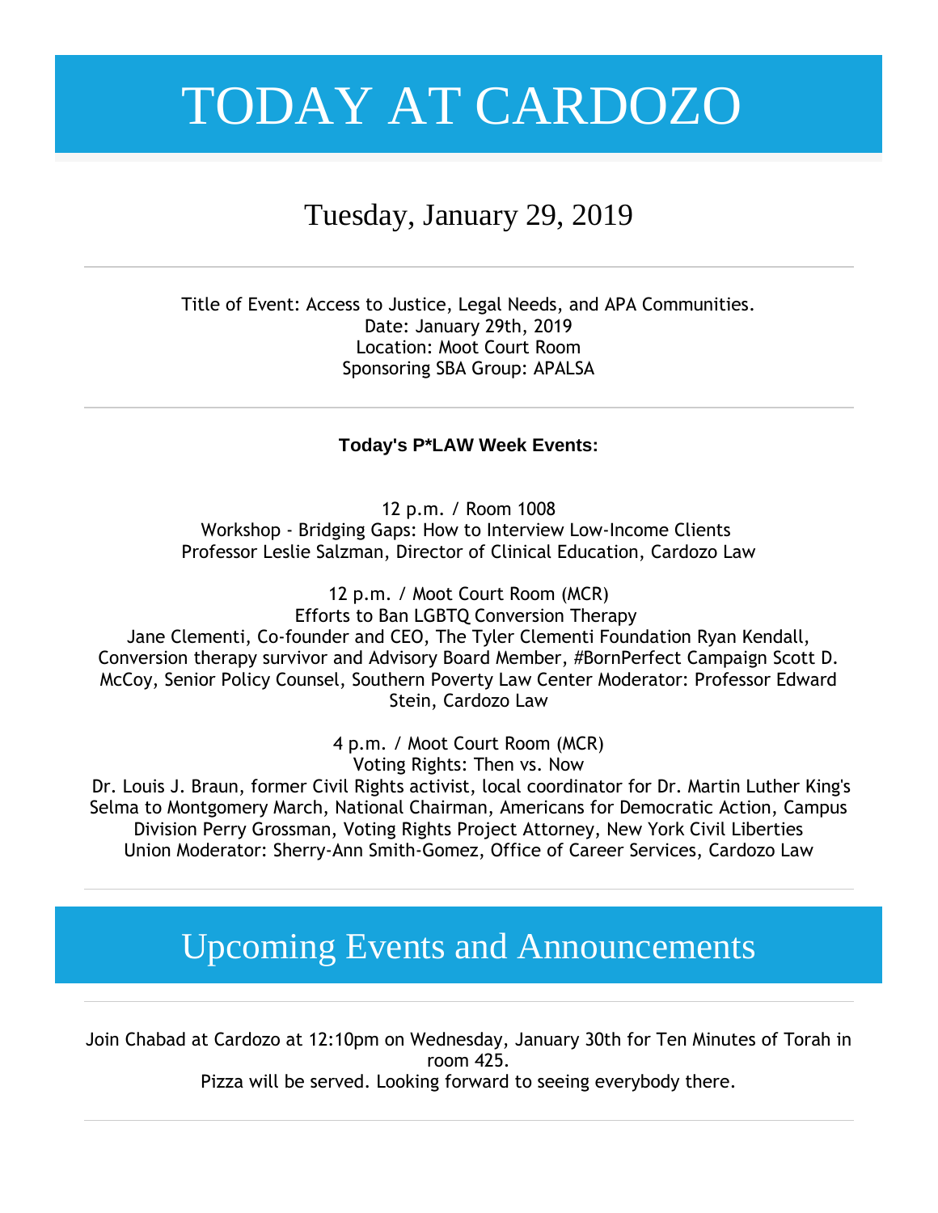# TODAY AT CARDOZO

## Tuesday, January 29, 2019

---

Title of Event: Access to Justice, Legal Needs, and APA Communities.
Date: January 29th, 2019
Location: Moot Court Room
Sponsoring SBA Group: APALSA

---

**Today's P*LAW Week Events:**

12 p.m. / Room 1008
Workshop - Bridging Gaps: How to Interview Low-Income Clients
Professor Leslie Salzman, Director of Clinical Education, Cardozo Law

12 p.m. / Moot Court Room (MCR)
Efforts to Ban LGBTQ Conversion Therapy
Jane Clementi, Co-founder and CEO, The Tyler Clementi Foundation Ryan Kendall, Conversion therapy survivor and Advisory Board Member, #BornPerfect Campaign Scott D. McCoy, Senior Policy Counsel, Southern Poverty Law Center Moderator: Professor Edward Stein, Cardozo Law

4 p.m. / Moot Court Room (MCR)
Voting Rights: Then vs. Now
Dr. Louis J. Braun, former Civil Rights activist, local coordinator for Dr. Martin Luther King's Selma to Montgomery March, National Chairman, Americans for Democratic Action, Campus Division Perry Grossman, Voting Rights Project Attorney, New York Civil Liberties Union Moderator: Sherry-Ann Smith-Gomez, Office of Career Services, Cardozo Law

---

## Upcoming Events and Announcements

---

Join Chabad at Cardozo at 12:10pm on Wednesday, January 30th for Ten Minutes of Torah in room 425.
Pizza will be served. Looking forward to seeing everybody there.

---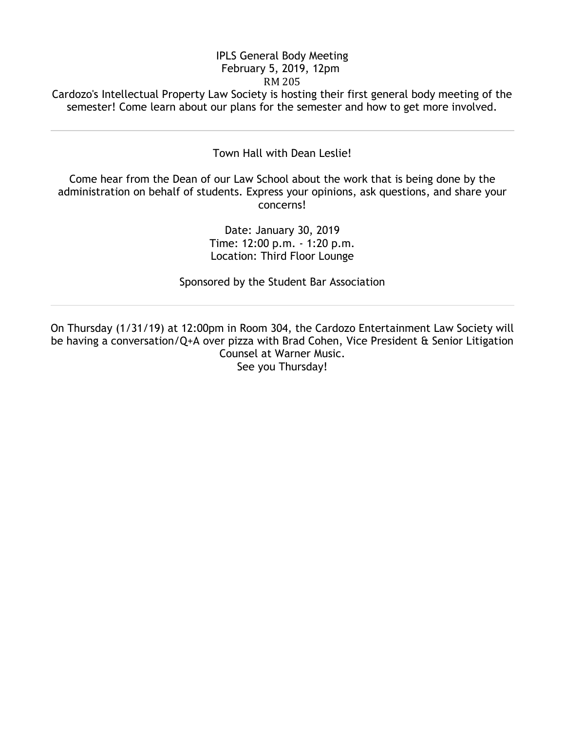IPLS General Body Meeting
February 5, 2019, 12pm
RM 205
Cardozo's Intellectual Property Law Society is hosting their first general body meeting of the semester! Come learn about our plans for the semester and how to get more involved.

---

Town Hall with Dean Leslie!

Come hear from the Dean of our Law School about the work that is being done by the administration on behalf of students. Express your opinions, ask questions, and share your concerns!

Date: January 30, 2019
Time: 12:00 p.m. - 1:20 p.m.
Location: Third Floor Lounge

Sponsored by the Student Bar Association

---

On Thursday (1/31/19) at 12:00pm in Room 304, the Cardozo Entertainment Law Society will be having a conversation/Q+A over pizza with Brad Cohen, Vice President & Senior Litigation Counsel at Warner Music.
See you Thursday!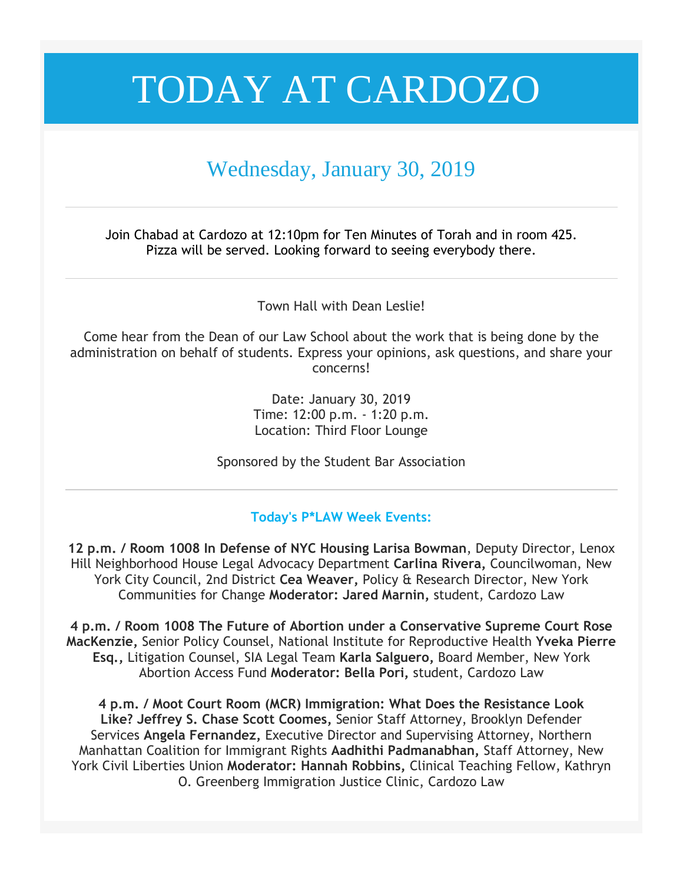# TODAY AT CARDOZO

## Wednesday, January 30, 2019

---

Join Chabad at Cardozo at 12:10pm for Ten Minutes of Torah and in room 425. Pizza will be served. Looking forward to seeing everybody there.

---

Town Hall with Dean Leslie!

Come hear from the Dean of our Law School about the work that is being done by the administration on behalf of students. Express your opinions, ask questions, and share your concerns!

Date: January 30, 2019
Time: 12:00 p.m. - 1:20 p.m.
Location: Third Floor Lounge

Sponsored by the Student Bar Association

---

### Today's P*LAW Week Events:

**12 p.m. / Room 1008 In Defense of NYC Housing Larisa Bowman**, Deputy Director, Lenox Hill Neighborhood House Legal Advocacy Department **Carlina Rivera**, Councilwoman, New York City Council, 2nd District **Cea Weaver,** Policy & Research Director, New York Communities for Change **Moderator: Jared Marnin,** student, Cardozo Law

**4 p.m. / Room 1008 The Future of Abortion under a Conservative Supreme Court Rose MacKenzie,** Senior Policy Counsel, National Institute for Reproductive Health **Yveka Pierre Esq.,** Litigation Counsel, SIA Legal Team **Karla Salguero,** Board Member, New York Abortion Access Fund **Moderator: Bella Pori,** student, Cardozo Law

**4 p.m. / Moot Court Room (MCR) Immigration: What Does the Resistance Look Like? Jeffrey S. Chase Scott Coomes,** Senior Staff Attorney, Brooklyn Defender Services **Angela Fernandez,** Executive Director and Supervising Attorney, Northern Manhattan Coalition for Immigrant Rights **Aadhithi Padmanabhan,** Staff Attorney, New York Civil Liberties Union **Moderator: Hannah Robbins,** Clinical Teaching Fellow, Kathryn O. Greenberg Immigration Justice Clinic, Cardozo Law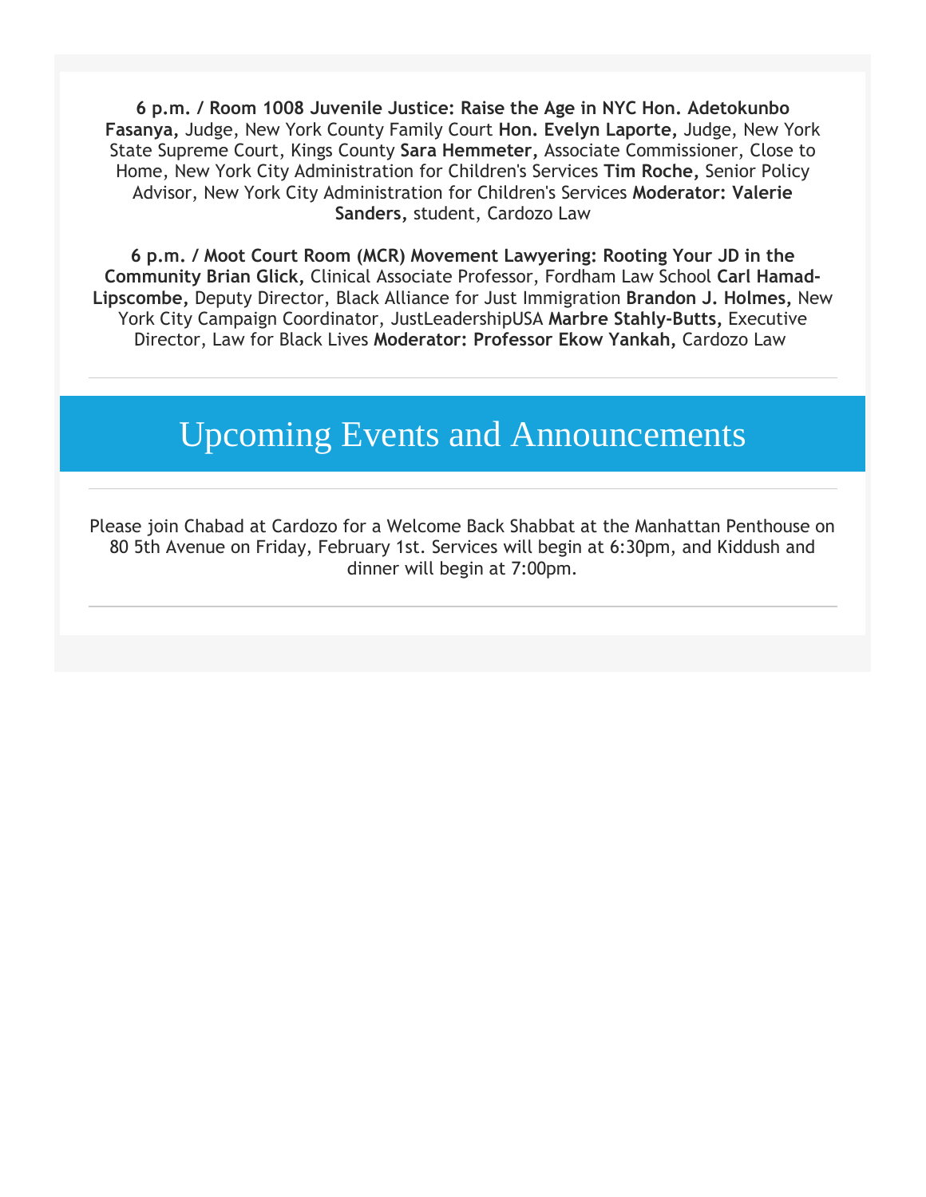**6 p.m. / Room 1008 Juvenile Justice: Raise the Age in NYC Hon. Adetokunbo Fasanya,** Judge, New York County Family Court **Hon. Evelyn Laporte,** Judge, New York State Supreme Court, Kings County **Sara Hemmeter,** Associate Commissioner, Close to Home, New York City Administration for Children's Services **Tim Roche,** Senior Policy Advisor, New York City Administration for Children's Services **Moderator: Valerie Sanders,** student, Cardozo Law

**6 p.m. / Moot Court Room (MCR) Movement Lawyering: Rooting Your JD in the Community Brian Glick,** Clinical Associate Professor, Fordham Law School **Carl Hamad-Lipscombe,** Deputy Director, Black Alliance for Just Immigration **Brandon J. Holmes,** New York City Campaign Coordinator, JustLeadershipUSA **Marbre Stahly-Butts,** Executive Director, Law for Black Lives **Moderator: Professor Ekow Yankah,** Cardozo Law

---

# Upcoming Events and Announcements

---

Please join Chabad at Cardozo for a Welcome Back Shabbat at the Manhattan Penthouse on 80 5th Avenue on Friday, February 1st. Services will begin at 6:30pm, and Kiddush and dinner will begin at 7:00pm.

---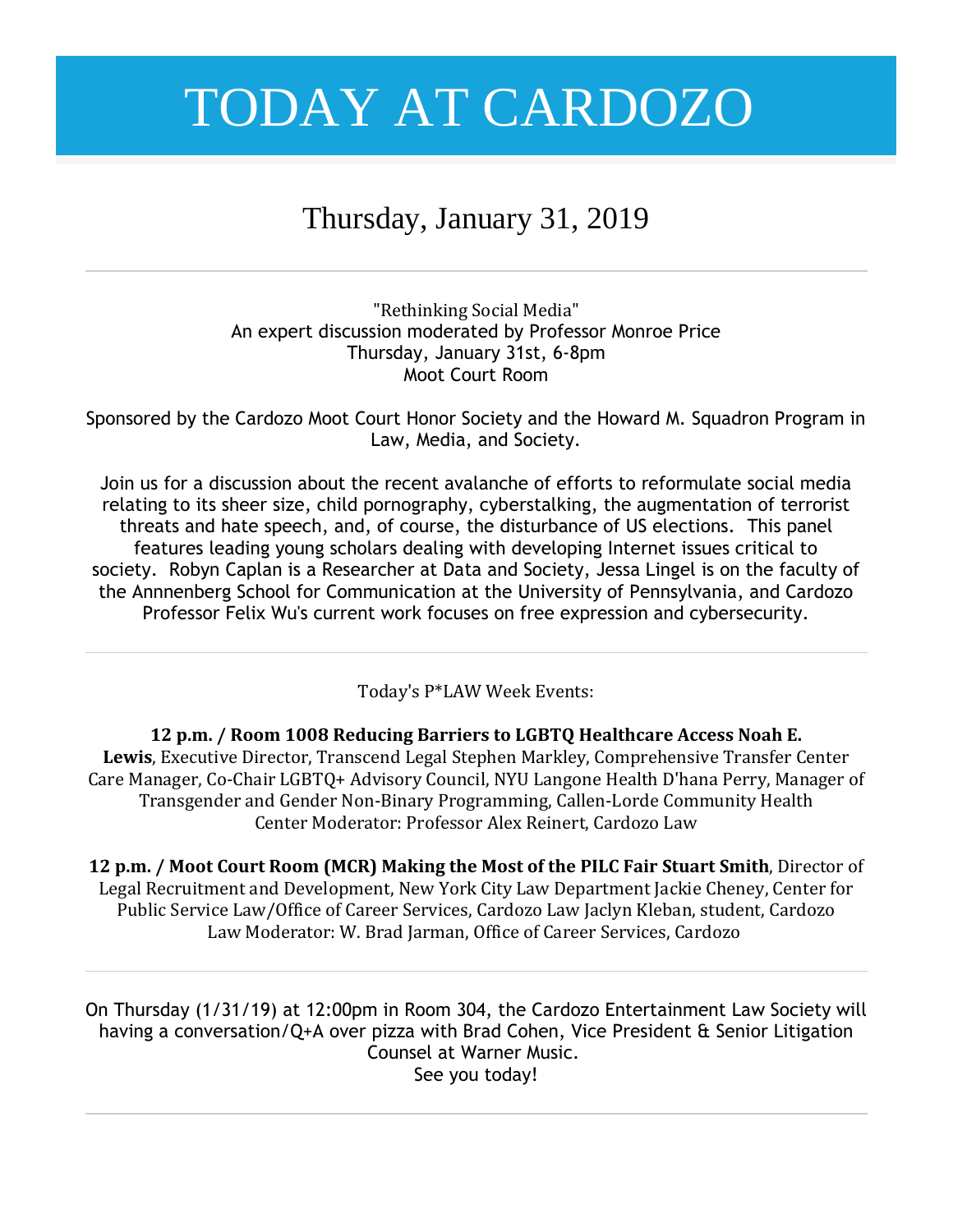# TODAY AT CARDOZO

## Thursday, January 31, 2019

---

"Rethinking Social Media"
An expert discussion moderated by Professor Monroe Price
Thursday, January 31st, 6-8pm
Moot Court Room

Sponsored by the Cardozo Moot Court Honor Society and the Howard M. Squadron Program in Law, Media, and Society.

Join us for a discussion about the recent avalanche of efforts to reformulate social media relating to its sheer size, child pornography, cyberstalking, the augmentation of terrorist threats and hate speech, and, of course, the disturbance of US elections. This panel features leading young scholars dealing with developing Internet issues critical to society. Robyn Caplan is a Researcher at Data and Society, Jessa Lingel is on the faculty of the Annnenberg School for Communication at the University of Pennsylvania, and Cardozo Professor Felix Wu's current work focuses on free expression and cybersecurity.

---

Today's P*LAW Week Events:

**12 p.m. / Room 1008 Reducing Barriers to LGBTQ Healthcare Access Noah E. Lewis**, Executive Director, Transcend Legal Stephen Markley, Comprehensive Transfer Center Care Manager, Co-Chair LGBTQ+ Advisory Council, NYU Langone Health D'hana Perry, Manager of Transgender and Gender Non-Binary Programming, Callen-Lorde Community Health Center Moderator: Professor Alex Reinert, Cardozo Law

**12 p.m. / Moot Court Room (MCR) Making the Most of the PILC Fair Stuart Smith**, Director of Legal Recruitment and Development, New York City Law Department Jackie Cheney, Center for Public Service Law/Office of Career Services, Cardozo Law Jaclyn Kleban, student, Cardozo Law Moderator: W. Brad Jarman, Office of Career Services, Cardozo

---

On Thursday (1/31/19) at 12:00pm in Room 304, the Cardozo Entertainment Law Society will having a conversation/Q+A over pizza with Brad Cohen, Vice President & Senior Litigation Counsel at Warner Music.
See you today!

---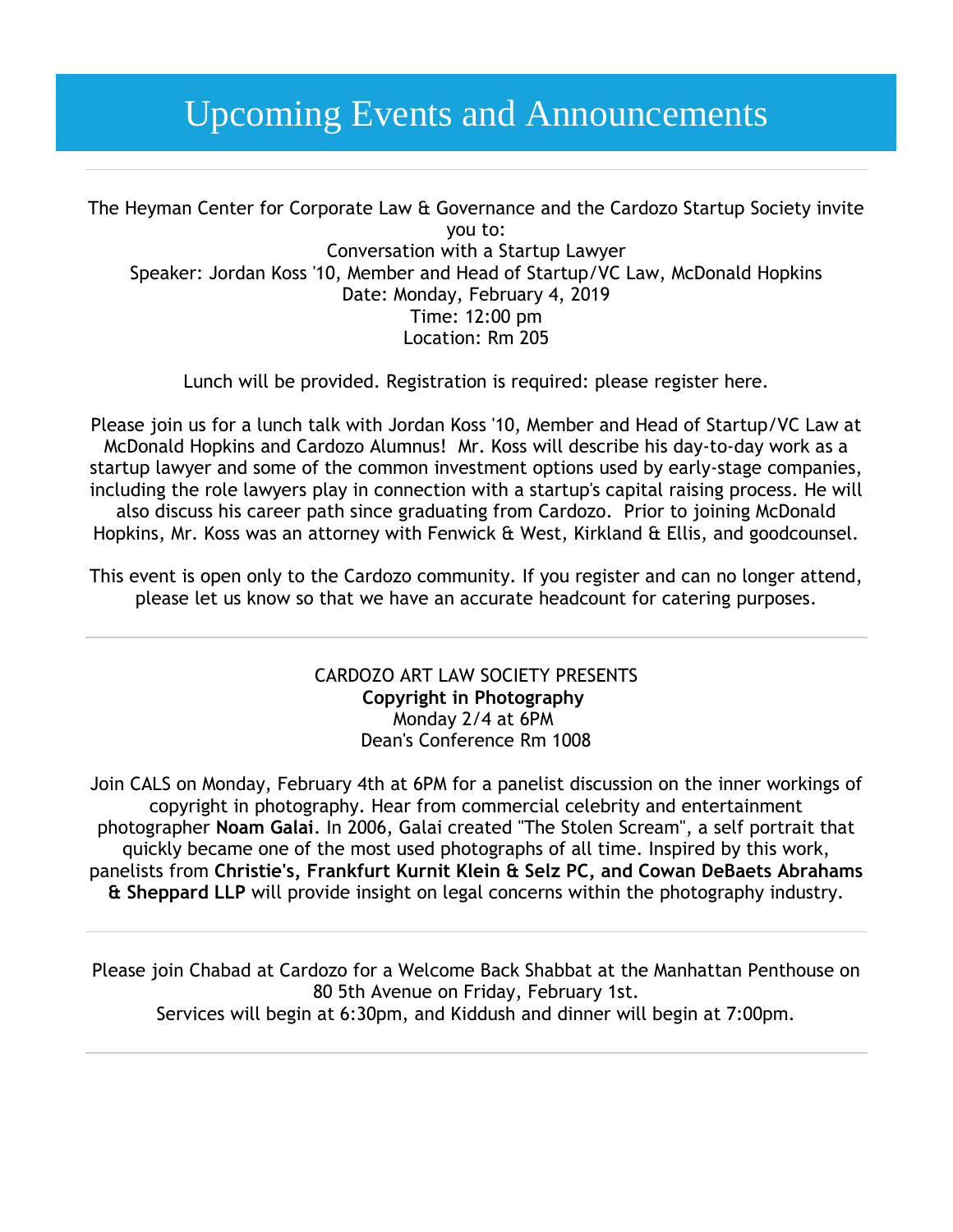# Upcoming Events and Announcements

---

The Heyman Center for Corporate Law & Governance and the Cardozo Startup Society invite you to:
Conversation with a Startup Lawyer
Speaker: Jordan Koss '10, Member and Head of Startup/VC Law, McDonald Hopkins
Date: Monday, February 4, 2019
Time: 12:00 pm
Location: Rm 205

Lunch will be provided. Registration is required: please register here.

Please join us for a lunch talk with Jordan Koss '10, Member and Head of Startup/VC Law at McDonald Hopkins and Cardozo Alumnus! Mr. Koss will describe his day-to-day work as a startup lawyer and some of the common investment options used by early-stage companies, including the role lawyers play in connection with a startup's capital raising process. He will also discuss his career path since graduating from Cardozo. Prior to joining McDonald Hopkins, Mr. Koss was an attorney with Fenwick & West, Kirkland & Ellis, and goodcounsel.

This event is open only to the Cardozo community. If you register and can no longer attend, please let us know so that we have an accurate headcount for catering purposes.

---

CARDOZO ART LAW SOCIETY PRESENTS
**Copyright in Photography**
Monday 2/4 at 6PM
Dean's Conference Rm 1008

Join CALS on Monday, February 4th at 6PM for a panelist discussion on the inner workings of copyright in photography. Hear from commercial celebrity and entertainment photographer **Noam Galai**. In 2006, Galai created "The Stolen Scream", a self portrait that quickly became one of the most used photographs of all time. Inspired by this work, panelists from **Christie's, Frankfurt Kurnit Klein & Selz PC, and Cowan DeBaets Abrahams & Sheppard LLP** will provide insight on legal concerns within the photography industry.

---

Please join Chabad at Cardozo for a Welcome Back Shabbat at the Manhattan Penthouse on 80 5th Avenue on Friday, February 1st.
Services will begin at 6:30pm, and Kiddush and dinner will begin at 7:00pm.

---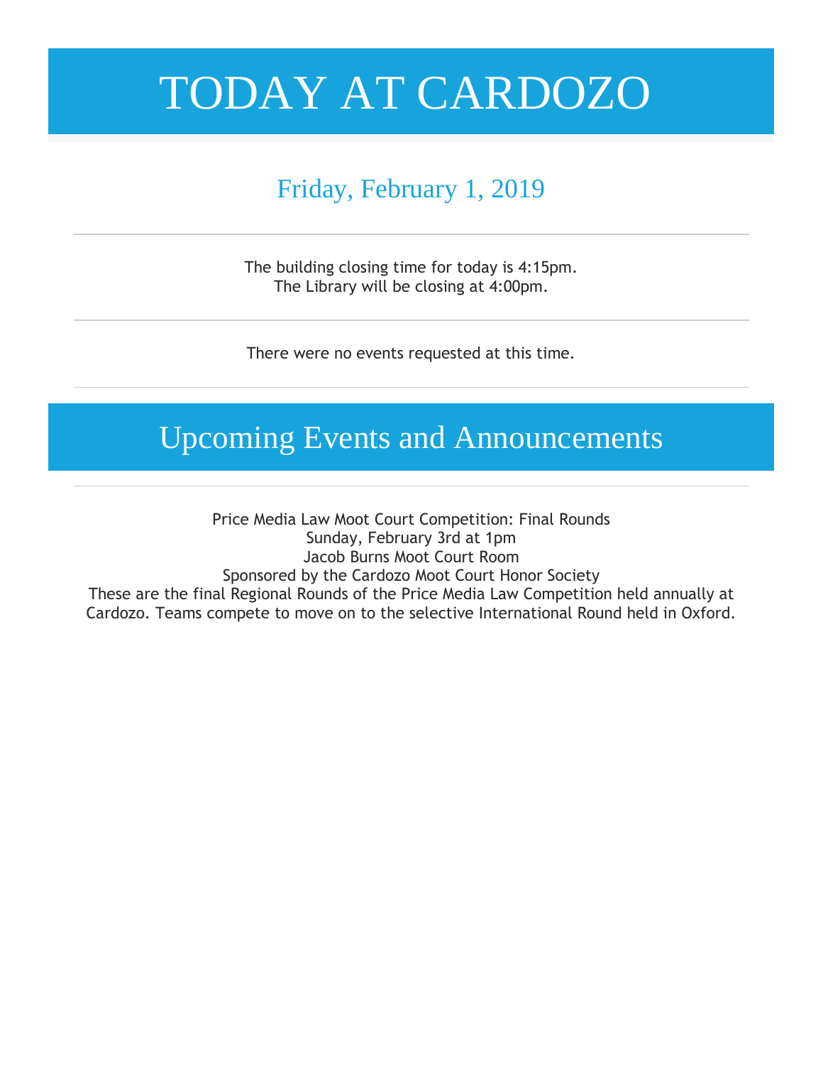# TODAY AT CARDOZO

## Friday, February 1, 2019

---

The building closing time for today is 4:15pm.
The Library will be closing at 4:00pm.

---

There were no events requested at this time.

---

# Upcoming Events and Announcements

---

Price Media Law Moot Court Competition: Final Rounds
Sunday, February 3rd at 1pm
Jacob Burns Moot Court Room
Sponsored by the Cardozo Moot Court Honor Society
These are the final Regional Rounds of the Price Media Law Competition held annually at Cardozo. Teams compete to move on to the selective International Round held in Oxford.